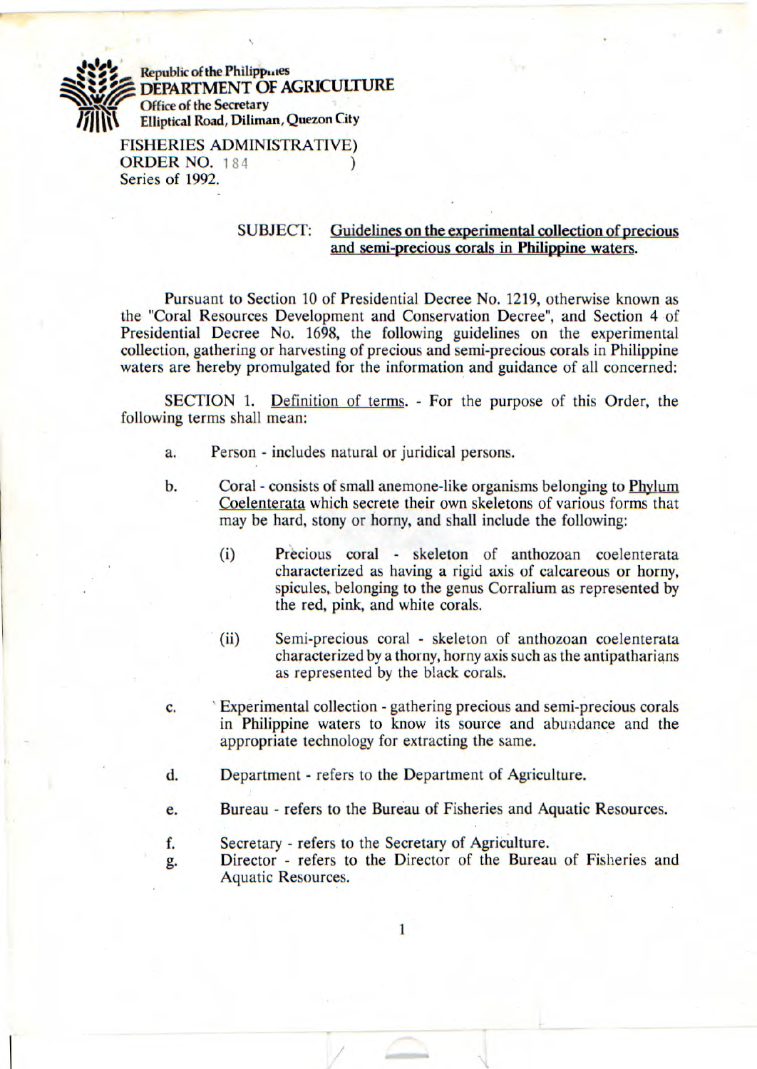Republic of the Philippines
**DEPARTMENT OF AGRICULTURE**
Office of the Secretary
Elliptical Road, Diliman, Quezon City

FISHERIES ADMINISTRATIVE)
ORDER NO. 184 )
Series of 1992.

SUBJECT: **Guidelines on the experimental collection of precious and semi-precious corals in Philippine waters.**

Pursuant to Section 10 of Presidential Decree No. 1219, otherwise known as the "Coral Resources Development and Conservation Decree", and Section 4 of Presidential Decree No. 1698, the following guidelines on the experimental collection, gathering or harvesting of precious and semi-precious corals in Philippine waters are hereby promulgated for the information and guidance of all concerned:

SECTION 1. Definition of terms. - For the purpose of this Order, the following terms shall mean:

a. Person - includes natural or juridical persons.

b. Coral - consists of small anemone-like organisms belonging to Phylum Coelenterata which secrete their own skeletons of various forms that may be hard, stony or horny, and shall include the following:

 (i) Precious coral - skeleton of anthozoan coelenterata characterized as having a rigid axis of calcareous or horny, spicules, belonging to the genus Corralium as represented by the red, pink, and white corals.

 (ii) Semi-precious coral - skeleton of anthozoan coelenterata characterized by a thorny, horny axis such as the antipatharians as represented by the black corals.

c. Experimental collection - gathering precious and semi-precious corals in Philippine waters to know its source and abundance and the appropriate technology for extracting the same.

d. Department - refers to the Department of Agriculture.

e. Bureau - refers to the Bureau of Fisheries and Aquatic Resources.

f. Secretary - refers to the Secretary of Agriculture.

g. Director - refers to the Director of the Bureau of Fisheries and Aquatic Resources.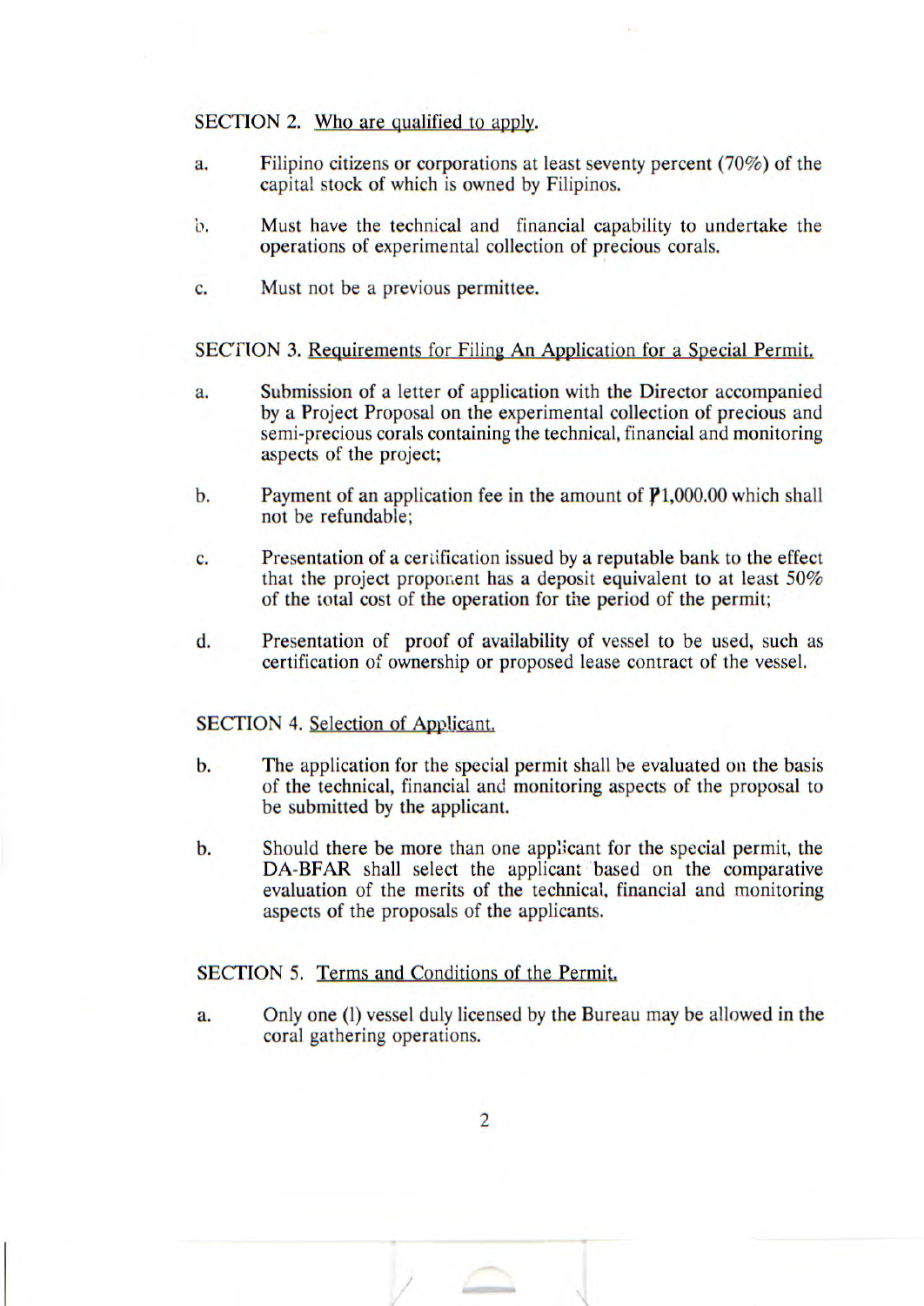SECTION 2. Who are qualified to apply.

a. Filipino citizens or corporations at least seventy percent (70%) of the capital stock of which is owned by Filipinos.

b. Must have the technical and financial capability to undertake the operations of experimental collection of precious corals.

c. Must not be a previous permittee.

SECTION 3. Requirements for Filing An Application for a Special Permit.

a. Submission of a letter of application with the Director accompanied by a Project Proposal on the experimental collection of precious and semi-precious corals containing the technical, financial and monitoring aspects of the project;

b. Payment of an application fee in the amount of ₱1,000.00 which shall not be refundable;

c. Presentation of a certification issued by a reputable bank to the effect that the project proponent has a deposit equivalent to at least 50% of the total cost of the operation for the period of the permit;

d. Presentation of proof of availability of vessel to be used, such as certification of ownership or proposed lease contract of the vessel.

SECTION 4. Selection of Applicant.

b. The application for the special permit shall be evaluated on the basis of the technical, financial and monitoring aspects of the proposal to be submitted by the applicant.

b. Should there be more than one applicant for the special permit, the DA-BFAR shall select the applicant based on the comparative evaluation of the merits of the technical, financial and monitoring aspects of the proposals of the applicants.

SECTION 5. Terms and Conditions of the Permit.

a. Only one (l) vessel duly licensed by the Bureau may be allowed in the coral gathering operations.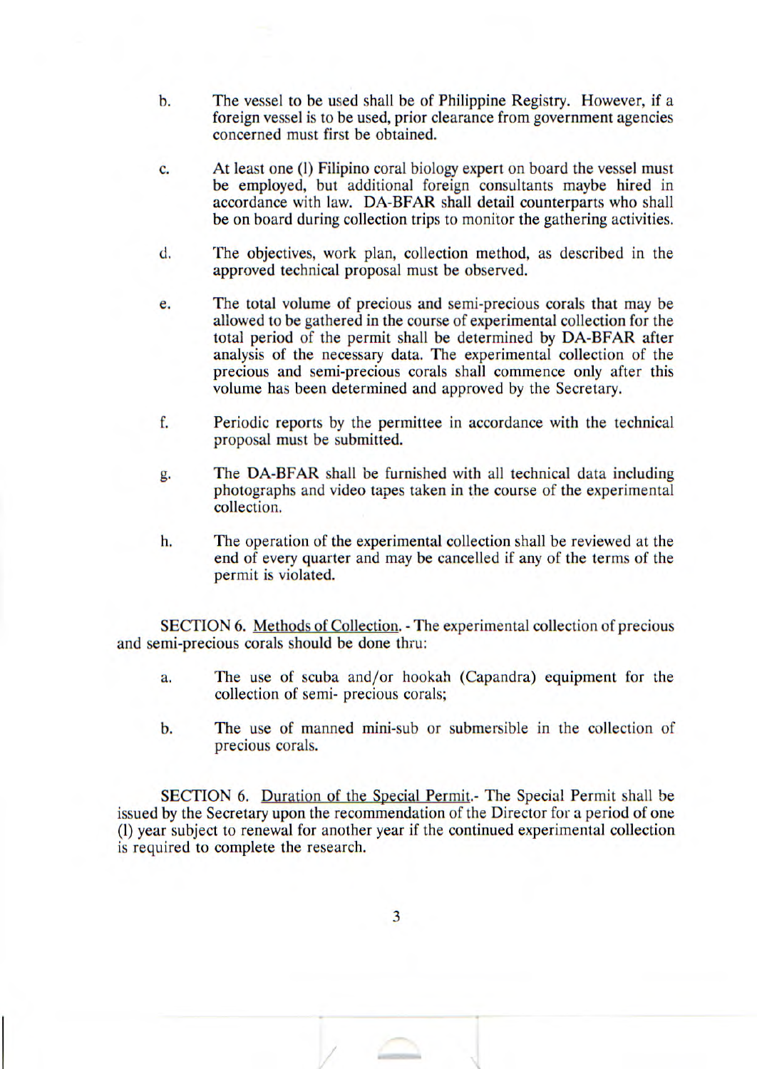b. The vessel to be used shall be of Philippine Registry. However, if a foreign vessel is to be used, prior clearance from government agencies concerned must first be obtained.

c. At least one (l) Filipino coral biology expert on board the vessel must be employed, but additional foreign consultants maybe hired in accordance with law. DA-BFAR shall detail counterparts who shall be on board during collection trips to monitor the gathering activities.

d. The objectives, work plan, collection method, as described in the approved technical proposal must be observed.

e. The total volume of precious and semi-precious corals that may be allowed to be gathered in the course of experimental collection for the total period of the permit shall be determined by DA-BFAR after analysis of the necessary data. The experimental collection of the precious and semi-precious corals shall commence only after this volume has been determined and approved by the Secretary.

f. Periodic reports by the permittee in accordance with the technical proposal must be submitted.

g. The DA-BFAR shall be furnished with all technical data including photographs and video tapes taken in the course of the experimental collection.

h. The operation of the experimental collection shall be reviewed at the end of every quarter and may be cancelled if any of the terms of the permit is violated.

SECTION 6. Methods of Collection. - The experimental collection of precious and semi-precious corals should be done thru:

a. The use of scuba and/or hookah (Capandra) equipment for the collection of semi- precious corals;

b. The use of manned mini-sub or submersible in the collection of precious corals.

SECTION 6. Duration of the Special Permit.- The Special Permit shall be issued by the Secretary upon the recommendation of the Director for a period of one (l) year subject to renewal for another year if the continued experimental collection is required to complete the research.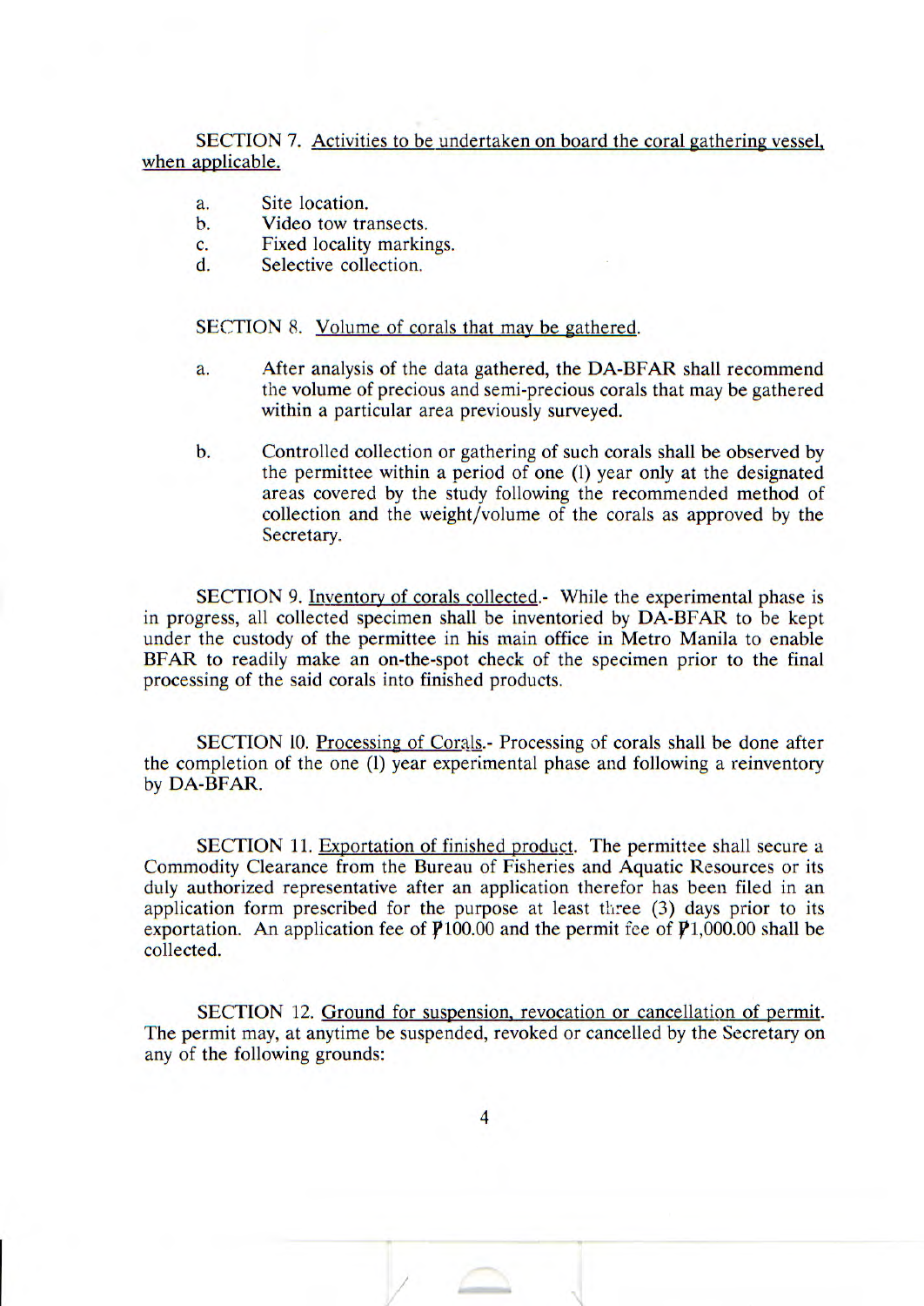SECTION 7. Activities to be undertaken on board the coral gathering vessel, when applicable.

a. Site location.
b. Video tow transects.
c. Fixed locality markings.
d. Selective collection.

SECTION 8. Volume of corals that may be gathered.

a. After analysis of the data gathered, the DA-BFAR shall recommend the volume of precious and semi-precious corals that may be gathered within a particular area previously surveyed.

b. Controlled collection or gathering of such corals shall be observed by the permittee within a period of one (1) year only at the designated areas covered by the study following the recommended method of collection and the weight/volume of the corals as approved by the Secretary.

SECTION 9. Inventory of corals collected.- While the experimental phase is in progress, all collected specimen shall be inventoried by DA-BFAR to be kept under the custody of the permittee in his main office in Metro Manila to enable BFAR to readily make an on-the-spot check of the specimen prior to the final processing of the said corals into finished products.

SECTION 10. Processing of Corals.- Processing of corals shall be done after the completion of the one (1) year experimental phase and following a reinventory by DA-BFAR.

SECTION 11. Exportation of finished product. The permittee shall secure a Commodity Clearance from the Bureau of Fisheries and Aquatic Resources or its duly authorized representative after an application therefor has been filed in an application form prescribed for the purpose at least three (3) days prior to its exportation. An application fee of ₱100.00 and the permit fee of ₱1,000.00 shall be collected.

SECTION 12. Ground for suspension, revocation or cancellation of permit. The permit may, at anytime be suspended, revoked or cancelled by the Secretary on any of the following grounds: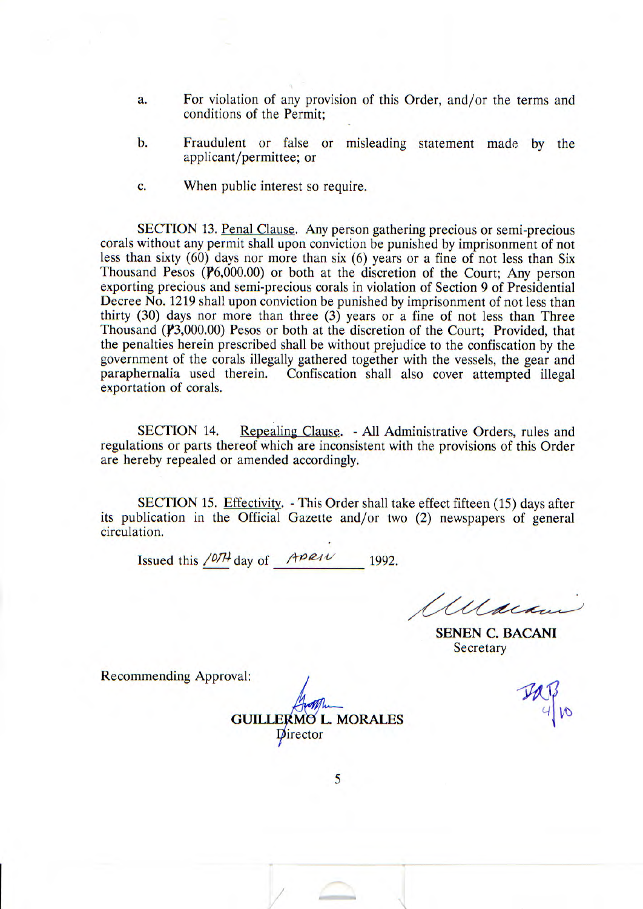a. For violation of any provision of this Order, and/or the terms and conditions of the Permit;

b. Fraudulent or false or misleading statement made by the applicant/permittee; or

c. When public interest so require.

SECTION 13. Penal Clause. Any person gathering precious or semi-precious corals without any permit shall upon conviction be punished by imprisonment of not less than sixty (60) days nor more than six (6) years or a fine of not less than Six Thousand Pesos (₱6,000.00) or both at the discretion of the Court; Any person exporting precious and semi-precious corals in violation of Section 9 of Presidential Decree No. 1219 shall upon conviction be punished by imprisonment of not less than thirty (30) days nor more than three (3) years or a fine of not less than Three Thousand (₱3,000.00) Pesos or both at the discretion of the Court; Provided, that the penalties herein prescribed shall be without prejudice to the confiscation by the government of the corals illegally gathered together with the vessels, the gear and paraphernalia used therein. Confiscation shall also cover attempted illegal exportation of corals.

SECTION 14. Repealing Clause. - All Administrative Orders, rules and regulations or parts thereof which are inconsistent with the provisions of this Order are hereby repealed or amended accordingly.

SECTION 15. Effectivity. - This Order shall take effect fifteen (15) days after its publication in the Official Gazette and/or two (2) newspapers of general circulation.

Issued this 10TH day of APRIL 1992.

**SENEN C. BACANI**
Secretary

Recommending Approval:

**GUILLERMO L. MORALES**
Director